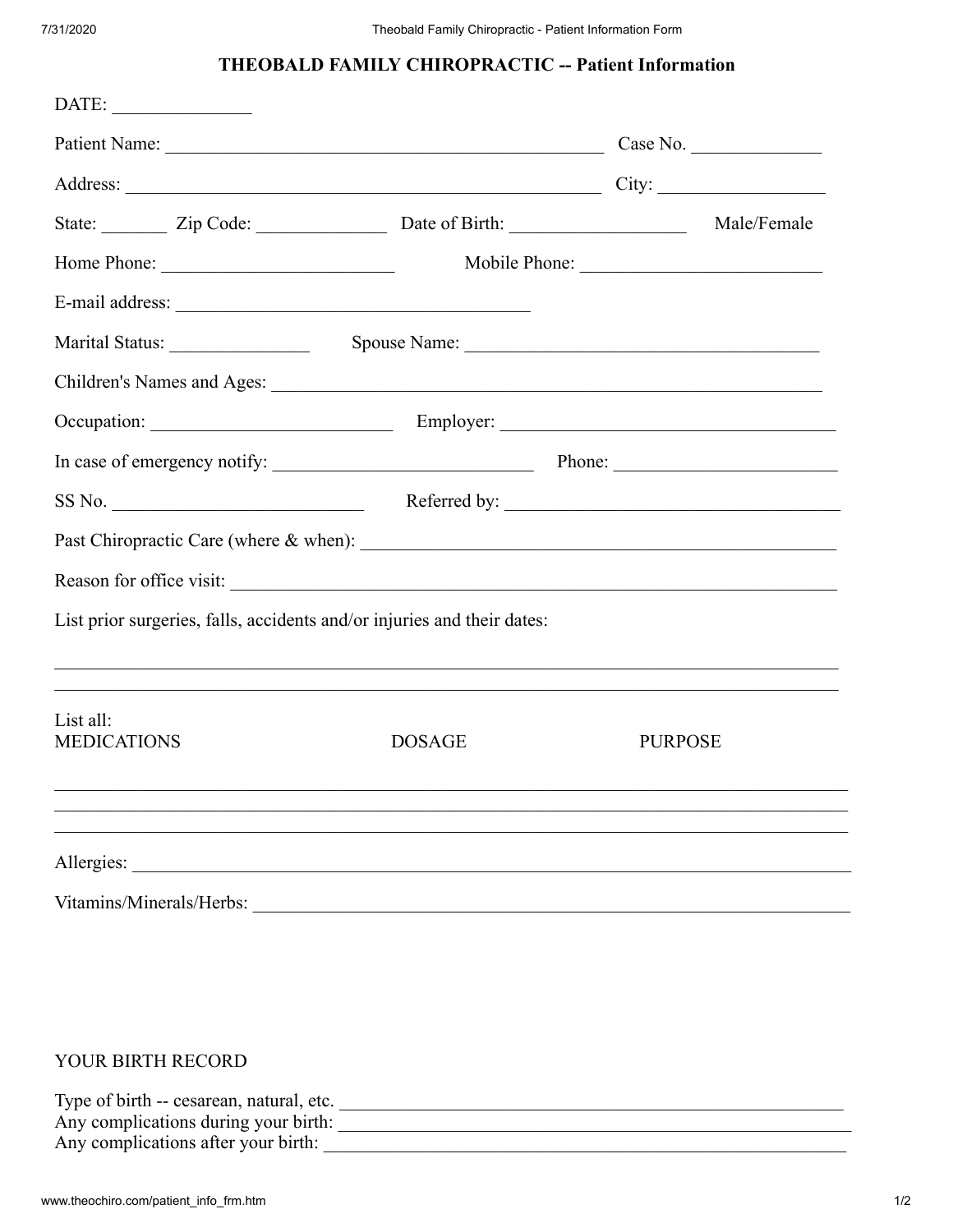# THEOBALD FAMILY CHIROPRACTIC -- Patient Information

DATE: _______________

Patient Name: ________________________________________________ Case No. ______________

Address: _____________________________________________________ City: __________________

State: _______ Zip Code: ______________ Date of Birth: __________________ Male/Female

Home Phone: ________________________ Mobile Phone: _________________________

E-mail address: _______________________________________

Marital Status: _______________ Spouse Name: ______________________________________

Children's Names and Ages: _____________________________________________________________

Occupation: ___________________________ Employer: _____________________________________

In case of emergency notify: _____________________________ Phone: ______________________

SS No. ____________________________ Referred by: ____________________________________

Past Chiropractic Care (where & when): ___________________________________________________

Reason for office visit: _______________________________________________________________

List prior surgeries, falls, accidents and/or injuries and their dates:

______________________________________________________________________________________

______________________________________________________________________________________

List all:

| MEDICATIONS | DOSAGE | PURPOSE |
|---|---|---|
| | | |
| | | |
| | | |

Allergies: __________________________________________________________________________

Vitamins/Minerals/Herbs: _______________________________________________________________

YOUR BIRTH RECORD

Type of birth -- cesarean, natural, etc. ______________________________________________________

Any complications during your birth: ________________________________________________________

Any complications after your birth: _________________________________________________________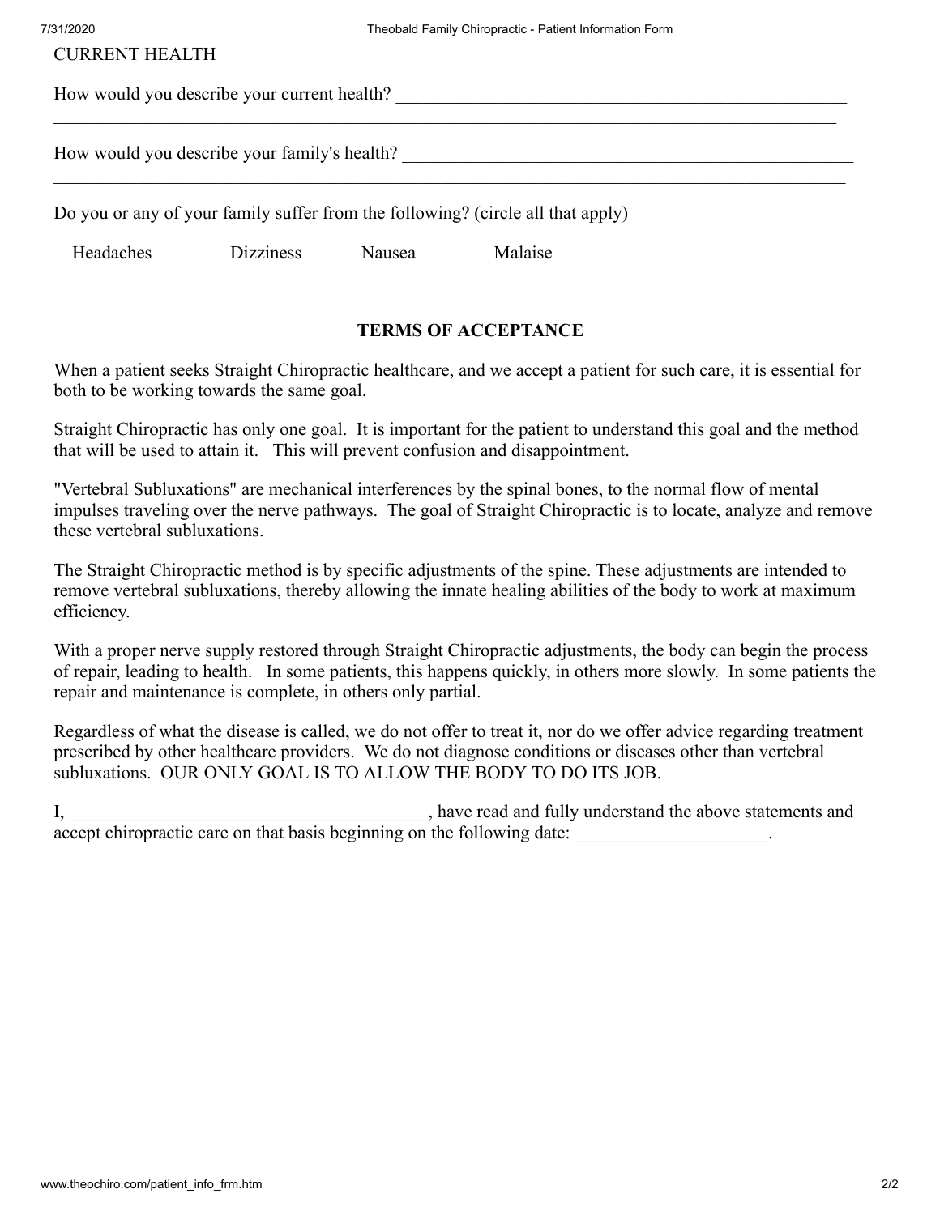CURRENT HEALTH

How would you describe your current health? ____________________________________________________
__________________________________________________________________________________________

How would you describe your family's health? ____________________________________________________
__________________________________________________________________________________________

Do you or any of your family suffer from the following? (circle all that apply)

Headaches    Dizziness    Nausea    Malaise

**TERMS OF ACCEPTANCE**

When a patient seeks Straight Chiropractic healthcare, and we accept a patient for such care, it is essential for both to be working towards the same goal.

Straight Chiropractic has only one goal. It is important for the patient to understand this goal and the method that will be used to attain it. This will prevent confusion and disappointment.

"Vertebral Subluxations" are mechanical interferences by the spinal bones, to the normal flow of mental impulses traveling over the nerve pathways. The goal of Straight Chiropractic is to locate, analyze and remove these vertebral subluxations.

The Straight Chiropractic method is by specific adjustments of the spine. These adjustments are intended to remove vertebral subluxations, thereby allowing the innate healing abilities of the body to work at maximum efficiency.

With a proper nerve supply restored through Straight Chiropractic adjustments, the body can begin the process of repair, leading to health. In some patients, this happens quickly, in others more slowly. In some patients the repair and maintenance is complete, in others only partial.

Regardless of what the disease is called, we do not offer to treat it, nor do we offer advice regarding treatment prescribed by other healthcare providers. We do not diagnose conditions or diseases other than vertebral subluxations. OUR ONLY GOAL IS TO ALLOW THE BODY TO DO ITS JOB.

I, ________________________________________, have read and fully understand the above statements and accept chiropractic care on that basis beginning on the following date: _____________________.